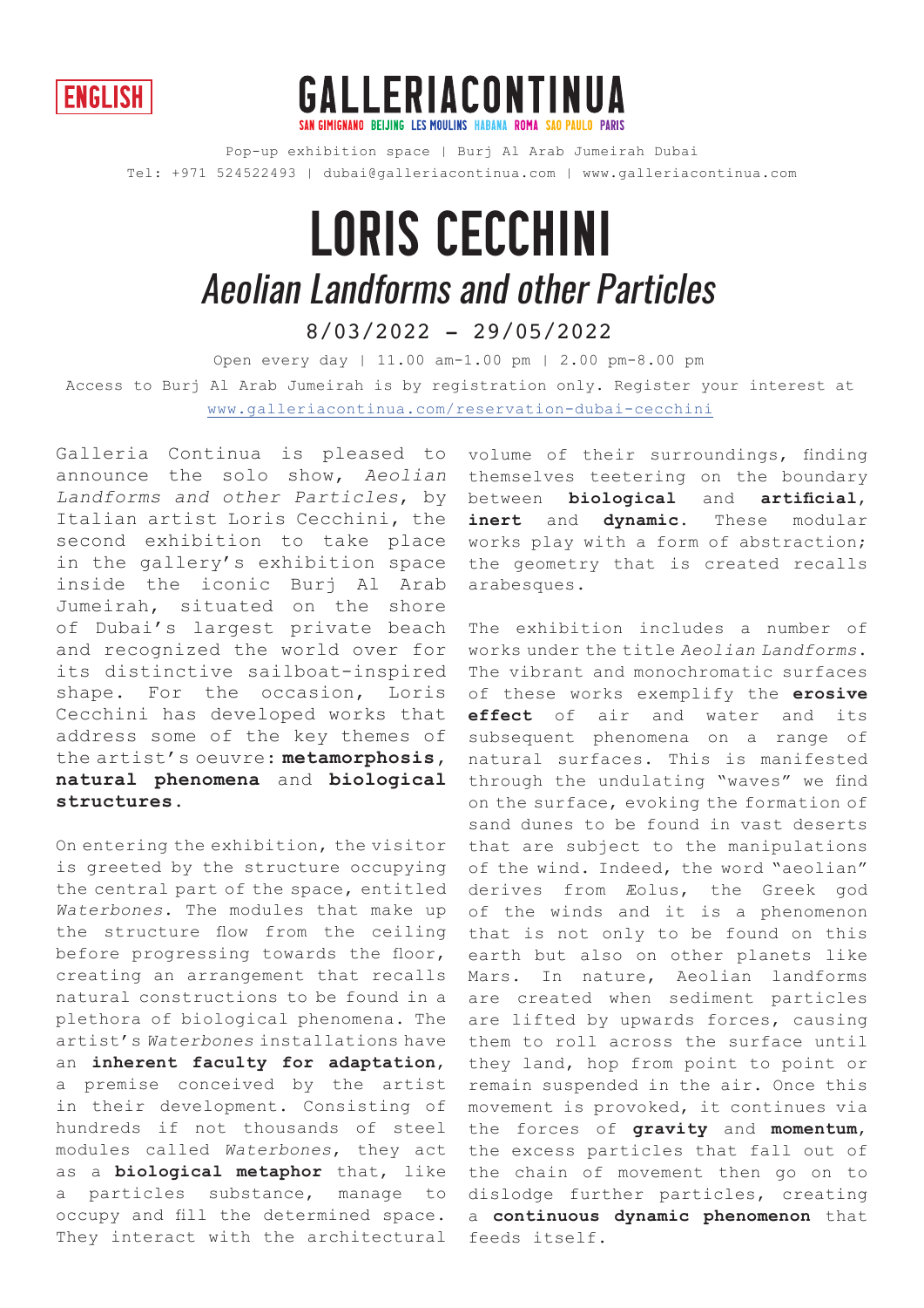ENGLISH

# GALLERIACONTINUA

SAN GIMIGNANO BEIJING LES MOULINS HABANA ROMA SAO PAULO PARIS

Pop-up exhibition space | Burj Al Arab Jumeirah Dubai
Tel: +971 524522493 | dubai@galleriacontinua.com | www.galleriacontinua.com

# LORIS CECCHINI

## *Aeolian Landforms and other Particles*

8/03/2022 – 29/05/2022

Open every day | 11.00 am-1.00 pm | 2.00 pm-8.00 pm
Access to Burj Al Arab Jumeirah is by registration only. Register your interest at www.galleriacontinua.com/reservation-dubai-cecchini

Galleria Continua is pleased to announce the solo show, *Aeolian Landforms and other Particles*, by Italian artist Loris Cecchini, the second exhibition to take place in the gallery's exhibition space inside the iconic Burj Al Arab Jumeirah, situated on the shore of Dubai's largest private beach and recognized the world over for its distinctive sailboat-inspired shape. For the occasion, Loris Cecchini has developed works that address some of the key themes of the artist's oeuvre: **metamorphosis**, **natural phenomena** and **biological structures**.

On entering the exhibition, the visitor is greeted by the structure occupying the central part of the space, entitled *Waterbones*. The modules that make up the structure flow from the ceiling before progressing towards the floor, creating an arrangement that recalls natural constructions to be found in a plethora of biological phenomena. The artist's *Waterbones* installations have an **inherent faculty for adaptation**, a premise conceived by the artist in their development. Consisting of hundreds if not thousands of steel modules called *Waterbones*, they act as a **biological metaphor** that, like a particles substance, manage to occupy and fill the determined space. They interact with the architectural volume of their surroundings, finding themselves teetering on the boundary between **biological** and **artificial**, **inert** and **dynamic**. These modular works play with a form of abstraction; the geometry that is created recalls arabesques.

The exhibition includes a number of works under the title *Aeolian Landforms*. The vibrant and monochromatic surfaces of these works exemplify the **erosive effect** of air and water and its subsequent phenomena on a range of natural surfaces. This is manifested through the undulating "waves" we find on the surface, evoking the formation of sand dunes to be found in vast deserts that are subject to the manipulations of the wind. Indeed, the word "aeolian" derives from Æolus, the Greek god of the winds and it is a phenomenon that is not only to be found on this earth but also on other planets like Mars. In nature, Aeolian landforms are created when sediment particles are lifted by upwards forces, causing them to roll across the surface until they land, hop from point to point or remain suspended in the air. Once this movement is provoked, it continues via the forces of **gravity** and **momentum**, the excess particles that fall out of the chain of movement then go on to dislodge further particles, creating a **continuous dynamic phenomenon** that feeds itself.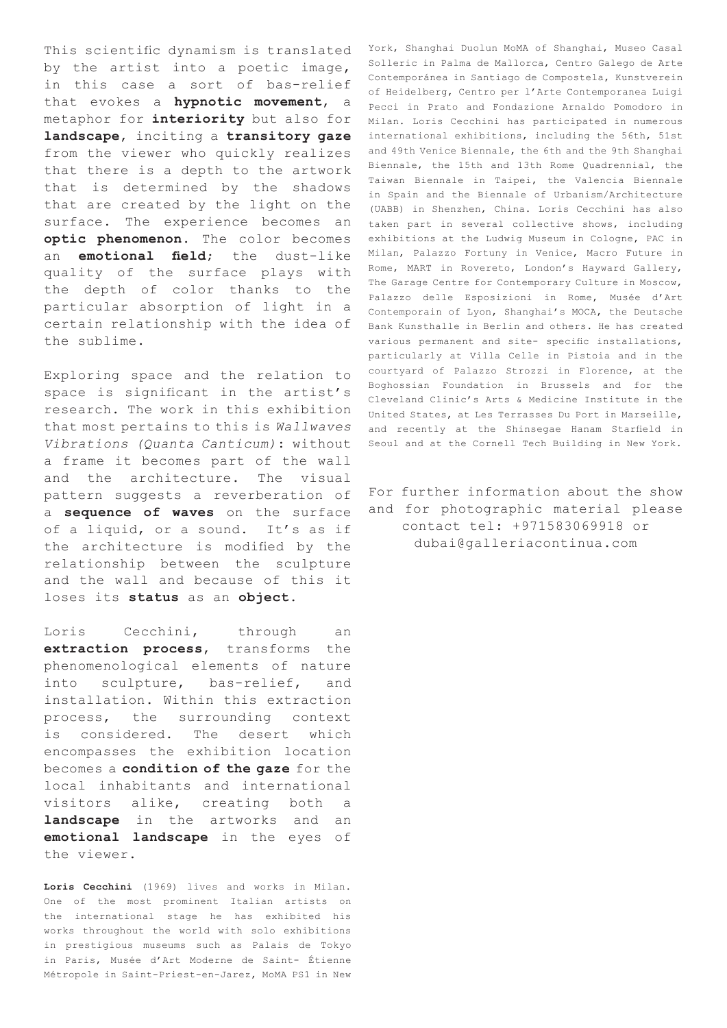This scientific dynamism is translated by the artist into a poetic image, in this case a sort of bas-relief that evokes a **hypnotic movement**, a metaphor for **interiority** but also for **landscape**, inciting a **transitory gaze** from the viewer who quickly realizes that there is a depth to the artwork that is determined by the shadows that are created by the light on the surface. The experience becomes an **optic phenomenon**. The color becomes an **emotional field**; the dust-like quality of the surface plays with the depth of color thanks to the particular absorption of light in a certain relationship with the idea of the sublime.

Exploring space and the relation to space is significant in the artist's research. The work in this exhibition that most pertains to this is *Wallwaves Vibrations (Quanta Canticum)*: without a frame it becomes part of the wall and the architecture. The visual pattern suggests a reverberation of a **sequence of waves** on the surface of a liquid, or a sound. It's as if the architecture is modified by the relationship between the sculpture and the wall and because of this it loses its **status** as an **object**.

Loris Cecchini, through an **extraction process**, transforms the phenomenological elements of nature into sculpture, bas-relief, and installation. Within this extraction process, the surrounding context is considered. The desert which encompasses the exhibition location becomes a **condition of the gaze** for the local inhabitants and international visitors alike, creating both a **landscape** in the artworks and an **emotional landscape** in the eyes of the viewer.

**Loris Cecchini** (1969) lives and works in Milan. One of the most prominent Italian artists on the international stage he has exhibited his works throughout the world with solo exhibitions in prestigious museums such as Palais de Tokyo in Paris, Musée d'Art Moderne de Saint- Étienne Métropole in Saint-Priest-en-Jarez, MoMA PS1 in New York, Shanghai Duolun MoMA of Shanghai, Museo Casal Solleric in Palma de Mallorca, Centro Galego de Arte Contemporánea in Santiago de Compostela, Kunstverein of Heidelberg, Centro per l'Arte Contemporanea Luigi Pecci in Prato and Fondazione Arnaldo Pomodoro in Milan. Loris Cecchini has participated in numerous international exhibitions, including the 56th, 51st and 49th Venice Biennale, the 6th and the 9th Shanghai Biennale, the 15th and 13th Rome Quadrennial, the Taiwan Biennale in Taipei, the Valencia Biennale in Spain and the Biennale of Urbanism/Architecture (UABB) in Shenzhen, China. Loris Cecchini has also taken part in several collective shows, including exhibitions at the Ludwig Museum in Cologne, PAC in Milan, Palazzo Fortuny in Venice, Macro Future in Rome, MART in Rovereto, London's Hayward Gallery, The Garage Centre for Contemporary Culture in Moscow, Palazzo delle Esposizioni in Rome, Musée d'Art Contemporain of Lyon, Shanghai's MOCA, the Deutsche Bank Kunsthalle in Berlin and others. He has created various permanent and site- specific installations, particularly at Villa Celle in Pistoia and in the courtyard of Palazzo Strozzi in Florence, at the Boghossian Foundation in Brussels and for the Cleveland Clinic's Arts & Medicine Institute in the United States, at Les Terrasses Du Port in Marseille, and recently at the Shinsegae Hanam Starfield in Seoul and at the Cornell Tech Building in New York.

For further information about the show and for photographic material please contact tel: +971583069918 or dubai@galleriacontinua.com